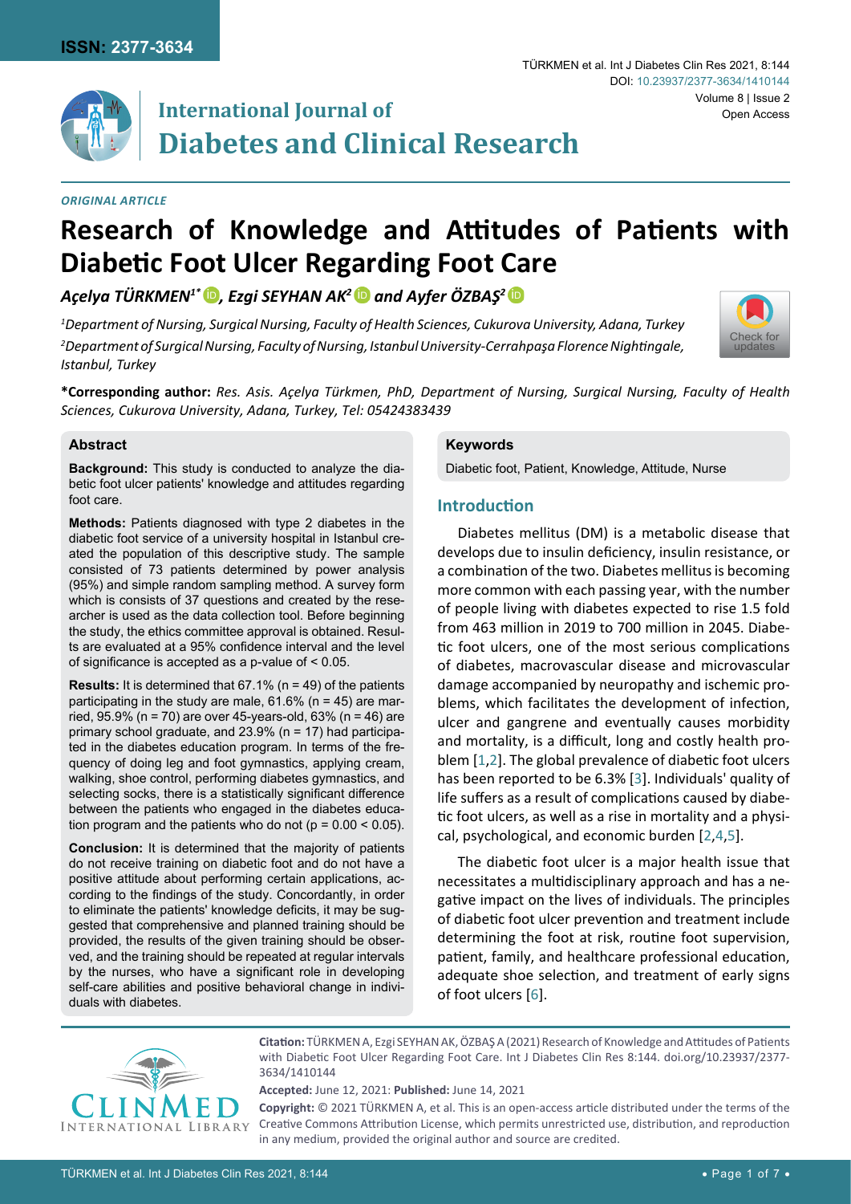ISSN: 2377-3634

TÜRKMEN et al. Int J Diabetes Clin Res 2021, 8:144

DOI: 10.23937/2377-3634/1410144

Volume 8 | Issue 2

Open Access

# International Journal of Diabetes and Clinical Research

*ORIGINAL ARTICLE*

# Research of Knowledge and Attitudes of Patients with Diabetic Foot Ulcer Regarding Foot Care

***Açelya TÜRKMEN[1*], Ezgi SEYHAN AK[2] and Ayfer ÖZBAŞ[2]***

*[1]Department of Nursing, Surgical Nursing, Faculty of Health Sciences, Cukurova University, Adana, Turkey*

*[2]Department of Surgical Nursing, Faculty of Nursing, Istanbul University-Cerrahpaşa Florence Nightingale, Istanbul, Turkey*

**\*Corresponding author:** *Res. Asis. Açelya Türkmen, PhD, Department of Nursing, Surgical Nursing, Faculty of Health Sciences, Cukurova University, Adana, Turkey, Tel: 05424383439*

## Abstract

**Background:** This study is conducted to analyze the diabetic foot ulcer patients' knowledge and attitudes regarding foot care.

**Methods:** Patients diagnosed with type 2 diabetes in the diabetic foot service of a university hospital in Istanbul created the population of this descriptive study. The sample consisted of 73 patients determined by power analysis (95%) and simple random sampling method. A survey form which is consists of 37 questions and created by the researcher is used as the data collection tool. Before beginning the study, the ethics committee approval is obtained. Results are evaluated at a 95% confidence interval and the level of significance is accepted as a p-value of $< 0.05$.

**Results:** It is determined that 67.1% ($n = 49$) of the patients participating in the study are male, 61.6% ($n = 45$) are married, 95.9% ($n = 70$) are over 45-years-old, 63% ($n = 46$) are primary school graduate, and 23.9% ($n = 17$) had participated in the diabetes education program. In terms of the frequency of doing leg and foot gymnastics, applying cream, walking, shoe control, performing diabetes gymnastics, and selecting socks, there is a statistically significant difference between the patients who engaged in the diabetes education program and the patients who do not ($p = 0.00 < 0.05$).

**Conclusion:** It is determined that the majority of patients do not receive training on diabetic foot and do not have a positive attitude about performing certain applications, according to the findings of the study. Concordantly, in order to eliminate the patients' knowledge deficits, it may be suggested that comprehensive and planned training should be provided, the results of the given training should be observed, and the training should be repeated at regular intervals by the nurses, who have a significant role in developing self-care abilities and positive behavioral change in individuals with diabetes.

## Keywords

Diabetic foot, Patient, Knowledge, Attitude, Nurse

## Introduction

Diabetes mellitus (DM) is a metabolic disease that develops due to insulin deficiency, insulin resistance, or a combination of the two. Diabetes mellitus is becoming more common with each passing year, with the number of people living with diabetes expected to rise 1.5 fold from 463 million in 2019 to 700 million in 2045. Diabetic foot ulcers, one of the most serious complications of diabetes, macrovascular disease and microvascular damage accompanied by neuropathy and ischemic problems, which facilitates the development of infection, ulcer and gangrene and eventually causes morbidity and mortality, is a difficult, long and costly health problem [1,2]. The global prevalence of diabetic foot ulcers has been reported to be 6.3% [3]. Individuals' quality of life suffers as a result of complications caused by diabetic foot ulcers, as well as a rise in mortality and a physical, psychological, and economic burden [2,4,5].

The diabetic foot ulcer is a major health issue that necessitates a multidisciplinary approach and has a negative impact on the lives of individuals. The principles of diabetic foot ulcer prevention and treatment include determining the foot at risk, routine foot supervision, patient, family, and healthcare professional education, adequate shoe selection, and treatment of early signs of foot ulcers [6].

**Citation:** TÜRKMEN A, Ezgi SEYHAN AK, ÖZBAŞ A (2021) Research of Knowledge and Attitudes of Patients with Diabetic Foot Ulcer Regarding Foot Care. Int J Diabetes Clin Res 8:144. doi.org/10.23937/2377-3634/1410144

**Accepted:** June 12, 2021: **Published:** June 14, 2021

**Copyright:** © 2021 TÜRKMEN A, et al. This is an open-access article distributed under the terms of the Creative Commons Attribution License, which permits unrestricted use, distribution, and reproduction in any medium, provided the original author and source are credited.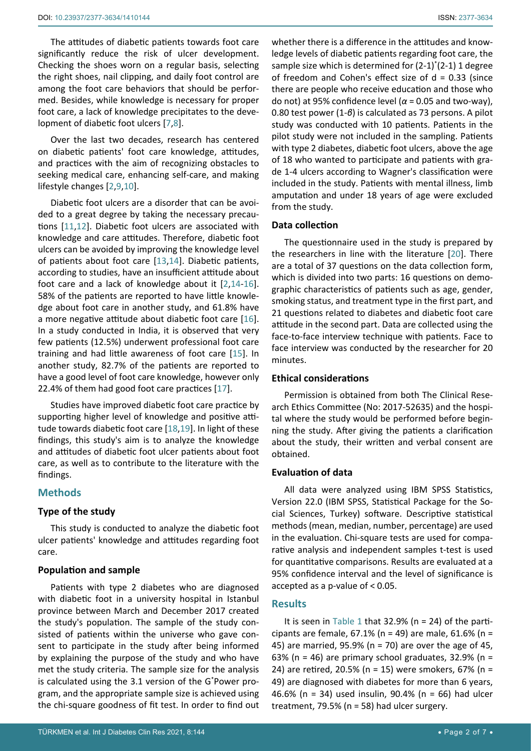The attitudes of diabetic patients towards foot care significantly reduce the risk of ulcer development. Checking the shoes worn on a regular basis, selecting the right shoes, nail clipping, and daily foot control are among the foot care behaviors that should be performed. Besides, while knowledge is necessary for proper foot care, a lack of knowledge precipitates to the development of diabetic foot ulcers [7,8].

Over the last two decades, research has centered on diabetic patients' foot care knowledge, attitudes, and practices with the aim of recognizing obstacles to seeking medical care, enhancing self-care, and making lifestyle changes [2,9,10].

Diabetic foot ulcers are a disorder that can be avoided to a great degree by taking the necessary precautions [11,12]. Diabetic foot ulcers are associated with knowledge and care attitudes. Therefore, diabetic foot ulcers can be avoided by improving the knowledge level of patients about foot care [13,14]. Diabetic patients, according to studies, have an insufficient attitude about foot care and a lack of knowledge about it [2,14-16]. 58% of the patients are reported to have little knowledge about foot care in another study, and 61.8% have a more negative attitude about diabetic foot care [16]. In a study conducted in India, it is observed that very few patients (12.5%) underwent professional foot care training and had little awareness of foot care [15]. In another study, 82.7% of the patients are reported to have a good level of foot care knowledge, however only 22.4% of them had good foot care practices [17].

Studies have improved diabetic foot care practice by supporting higher level of knowledge and positive attitude towards diabetic foot care [18,19]. In light of these findings, this study's aim is to analyze the knowledge and attitudes of diabetic foot ulcer patients about foot care, as well as to contribute to the literature with the findings.

## Methods

### Type of the study

This study is conducted to analyze the diabetic foot ulcer patients' knowledge and attitudes regarding foot care.

### Population and sample

Patients with type 2 diabetes who are diagnosed with diabetic foot in a university hospital in Istanbul province between March and December 2017 created the study's population. The sample of the study consisted of patients within the universe who gave consent to participate in the study after being informed by explaining the purpose of the study and who have met the study criteria. The sample size for the analysis is calculated using the 3.1 version of the G*Power program, and the appropriate sample size is achieved using the chi-square goodness of fit test. In order to find out whether there is a difference in the attitudes and knowledge levels of diabetic patients regarding foot care, the sample size which is determined for (2-1)*(2-1) 1 degree of freedom and Cohen's effect size of d = 0.33 (since there are people who receive education and those who do not) at 95% confidence level ($\alpha$ = 0.05 and two-way), 0.80 test power (1-$\beta$) is calculated as 73 persons. A pilot study was conducted with 10 patients. Patients in the pilot study were not included in the sampling. Patients with type 2 diabetes, diabetic foot ulcers, above the age of 18 who wanted to participate and patients with grade 1-4 ulcers according to Wagner's classification were included in the study. Patients with mental illness, limb amputation and under 18 years of age were excluded from the study.

### Data collection

The questionnaire used in the study is prepared by the researchers in line with the literature [20]. There are a total of 37 questions on the data collection form, which is divided into two parts: 16 questions on demographic characteristics of patients such as age, gender, smoking status, and treatment type in the first part, and 21 questions related to diabetes and diabetic foot care attitude in the second part. Data are collected using the face-to-face interview technique with patients. Face to face interview was conducted by the researcher for 20 minutes.

### Ethical considerations

Permission is obtained from both The Clinical Research Ethics Committee (No: 2017-52635) and the hospital where the study would be performed before beginning the study. After giving the patients a clarification about the study, their written and verbal consent are obtained.

### Evaluation of data

All data were analyzed using IBM SPSS Statistics, Version 22.0 (IBM SPSS, Statistical Package for the Social Sciences, Turkey) software. Descriptive statistical methods (mean, median, number, percentage) are used in the evaluation. Chi-square tests are used for comparative analysis and independent samples t-test is used for quantitative comparisons. Results are evaluated at a 95% confidence interval and the level of significance is accepted as a p-value of < 0.05.

## Results

It is seen in Table 1 that 32.9% (n = 24) of the participants are female, 67.1% (n = 49) are male, 61.6% (n = 45) are married, 95.9% (n = 70) are over the age of 45, 63% (n = 46) are primary school graduates, 32.9% (n = 24) are retired, 20.5% (n = 15) were smokers, 67% (n = 49) are diagnosed with diabetes for more than 6 years, 46.6% (n = 34) used insulin, 90.4% (n = 66) had ulcer treatment, 79.5% (n = 58) had ulcer surgery.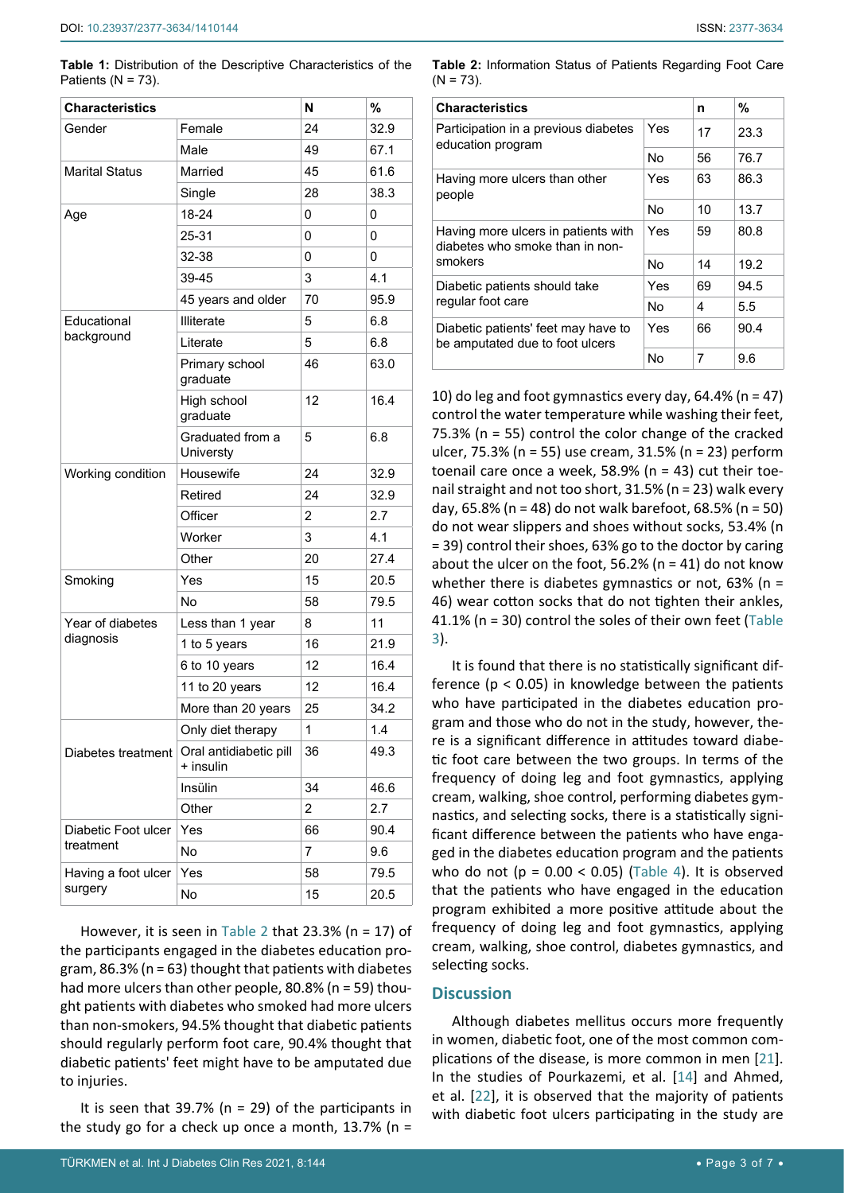**Table 1:** Distribution of the Descriptive Characteristics of the Patients (N = 73).

| Characteristics | | N | % |
|---|---|---|---|
| Gender | Female | 24 | 32.9 |
| | Male | 49 | 67.1 |
| Marital Status | Married | 45 | 61.6 |
| | Single | 28 | 38.3 |
| Age | 18-24 | 0 | 0 |
| | 25-31 | 0 | 0 |
| | 32-38 | 0 | 0 |
| | 39-45 | 3 | 4.1 |
| | 45 years and older | 70 | 95.9 |
| Educational background | Illiterate | 5 | 6.8 |
| | Literate | 5 | 6.8 |
| | Primary school graduate | 46 | 63.0 |
| | High school graduate | 12 | 16.4 |
| | Graduated from a Universty | 5 | 6.8 |
| Working condition | Housewife | 24 | 32.9 |
| | Retired | 24 | 32.9 |
| | Officer | 2 | 2.7 |
| | Worker | 3 | 4.1 |
| | Other | 20 | 27.4 |
| Smoking | Yes | 15 | 20.5 |
| | No | 58 | 79.5 |
| Year of diabetes diagnosis | Less than 1 year | 8 | 11 |
| | 1 to 5 years | 16 | 21.9 |
| | 6 to 10 years | 12 | 16.4 |
| | 11 to 20 years | 12 | 16.4 |
| | More than 20 years | 25 | 34.2 |
| Diabetes treatment | Only diet therapy | 1 | 1.4 |
| | Oral antidiabetic pill + insulin | 36 | 49.3 |
| | Insülin | 34 | 46.6 |
| | Other | 2 | 2.7 |
| Diabetic Foot ulcer treatment | Yes | 66 | 90.4 |
| | No | 7 | 9.6 |
| Having a foot ulcer surgery | Yes | 58 | 79.5 |
| | No | 15 | 20.5 |

However, it is seen in Table 2 that 23.3% (n = 17) of the participants engaged in the diabetes education program, 86.3% (n = 63) thought that patients with diabetes had more ulcers than other people, 80.8% (n = 59) thought patients with diabetes who smoked had more ulcers than non-smokers, 94.5% thought that diabetic patients should regularly perform foot care, 90.4% thought that diabetic patients' feet might have to be amputated due to injuries.

It is seen that 39.7% (n = 29) of the participants in the study go for a check up once a month, 13.7% (n = 10) do leg and foot gymnastics every day, 64.4% (n = 47) control the water temperature while washing their feet, 75.3% (n = 55) control the color change of the cracked ulcer, 75.3% (n = 55) use cream, 31.5% (n = 23) perform toenail care once a week, 58.9% (n = 43) cut their toenail straight and not too short, 31.5% (n = 23) walk every day, 65.8% (n = 48) do not walk barefoot, 68.5% (n = 50) do not wear slippers and shoes without socks, 53.4% (n = 39) control their shoes, 63% go to the doctor by caring about the ulcer on the foot, 56.2% (n = 41) do not know whether there is diabetes gymnastics or not, 63% (n = 46) wear cotton socks that do not tighten their ankles, 41.1% (n = 30) control the soles of their own feet (Table 3).

**Table 2:** Information Status of Patients Regarding Foot Care (N = 73).

| Characteristics | | n | % |
|---|---|---|---|
| Participation in a previous diabetes education program | Yes | 17 | 23.3 |
| | No | 56 | 76.7 |
| Having more ulcers than other people | Yes | 63 | 86.3 |
| | No | 10 | 13.7 |
| Having more ulcers in patients with diabetes who smoke than in non-smokers | Yes | 59 | 80.8 |
| | No | 14 | 19.2 |
| Diabetic patients should take regular foot care | Yes | 69 | 94.5 |
| | No | 4 | 5.5 |
| Diabetic patients' feet may have to be amputated due to foot ulcers | Yes | 66 | 90.4 |
| | No | 7 | 9.6 |

It is found that there is no statistically significant difference ($p < 0.05$) in knowledge between the patients who have participated in the diabetes education program and those who do not in the study, however, there is a significant difference in attitudes toward diabetic foot care between the two groups. In terms of the frequency of doing leg and foot gymnastics, applying cream, walking, shoe control, performing diabetes gymnastics, and selecting socks, there is a statistically significant difference between the patients who have engaged in the diabetes education program and the patients who do not ($p = 0.00 < 0.05$) (Table 4). It is observed that the patients who have engaged in the education program exhibited a more positive attitude about the frequency of doing leg and foot gymnastics, applying cream, walking, shoe control, diabetes gymnastics, and selecting socks.

## Discussion

Although diabetes mellitus occurs more frequently in women, diabetic foot, one of the most common complications of the disease, is more common in men [21]. In the studies of Pourkazemi, et al. [14] and Ahmed, et al. [22], it is observed that the majority of patients with diabetic foot ulcers participating in the study are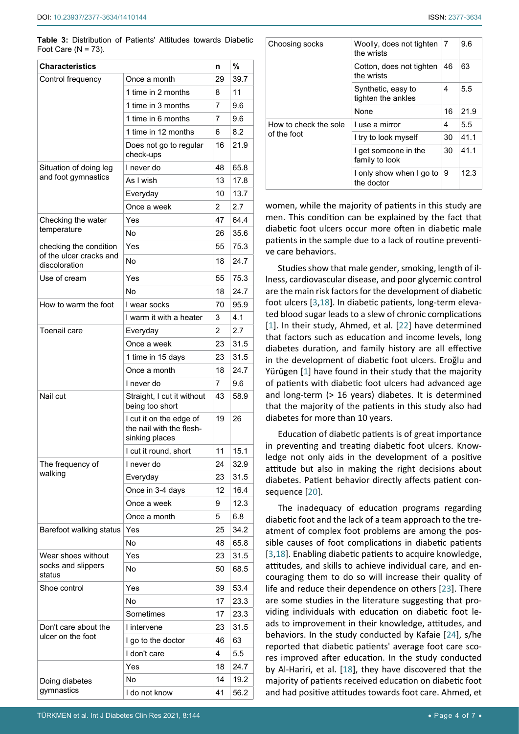**Table 3:** Distribution of Patients' Attitudes towards Diabetic Foot Care (N = 73).

| Characteristics | | n | % |
|---|---|---|---|
| Control frequency | Once a month | 29 | 39.7 |
| | 1 time in 2 months | 8 | 11 |
| | 1 time in 3 months | 7 | 9.6 |
| | 1 time in 6 months | 7 | 9.6 |
| | 1 time in 12 months | 6 | 8.2 |
| | Does not go to regular check-ups | 16 | 21.9 |
| Situation of doing leg and foot gymnastics | I never do | 48 | 65.8 |
| | As I wish | 13 | 17.8 |
| | Everyday | 10 | 13.7 |
| | Once a week | 2 | 2.7 |
| Checking the water temperature | Yes | 47 | 64.4 |
| | No | 26 | 35.6 |
| checking the condition of the ulcer cracks and discoloration | Yes | 55 | 75.3 |
| | No | 18 | 24.7 |
| Use of cream | Yes | 55 | 75.3 |
| | No | 18 | 24.7 |
| How to warm the foot | I wear socks | 70 | 95.9 |
| | I warm it with a heater | 3 | 4.1 |
| Toenail care | Everyday | 2 | 2.7 |
| | Once a week | 23 | 31.5 |
| | 1 time in 15 days | 23 | 31.5 |
| | Once a month | 18 | 24.7 |
| | I never do | 7 | 9.6 |
| Nail cut | Straight, I cut it without being too short | 43 | 58.9 |
| | I cut it on the edge of the nail with the flesh-sinking places | 19 | 26 |
| | I cut it round, short | 11 | 15.1 |
| The frequency of walking | I never do | 24 | 32.9 |
| | Everyday | 23 | 31.5 |
| | Once in 3-4 days | 12 | 16.4 |
| | Once a week | 9 | 12.3 |
| | Once a month | 5 | 6.8 |
| Barefoot walking status | Yes | 25 | 34.2 |
| | No | 48 | 65.8 |
| Wear shoes without socks and slippers status | Yes | 23 | 31.5 |
| | No | 50 | 68.5 |
| Shoe control | Yes | 39 | 53.4 |
| | No | 17 | 23.3 |
| | Sometimes | 17 | 23.3 |
| Don't care about the ulcer on the foot | I intervene | 23 | 31.5 |
| | I go to the doctor | 46 | 63 |
| | I don't care | 4 | 5.5 |
| Doing diabetes gymnastics | Yes | 18 | 24.7 |
| | No | 14 | 19.2 |
| | I do not know | 41 | 56.2 |
| Choosing socks | Woolly, does not tighten the wrists | 7 | 9.6 |
| | Cotton, does not tighten the wrists | 46 | 63 |
| | Synthetic, easy to tighten the ankles | 4 | 5.5 |
| | None | 16 | 21.9 |
| How to check the sole of the foot | I use a mirror | 4 | 5.5 |
| | I try to look myself | 30 | 41.1 |
| | I get someone in the family to look | 30 | 41.1 |
| | I only show when I go to the doctor | 9 | 12.3 |

women, while the majority of patients in this study are men. This condition can be explained by the fact that diabetic foot ulcers occur more often in diabetic male patients in the sample due to a lack of routine preventive care behaviors.

Studies show that male gender, smoking, length of illness, cardiovascular disease, and poor glycemic control are the main risk factors for the development of diabetic foot ulcers [3,18]. In diabetic patients, long-term elevated blood sugar leads to a slew of chronic complications [1]. In their study, Ahmed, et al. [22] have determined that factors such as education and income levels, long diabetes duration, and family history are all effective in the development of diabetic foot ulcers. Eroğlu and Yürügen [1] have found in their study that the majority of patients with diabetic foot ulcers had advanced age and long-term (> 16 years) diabetes. It is determined that the majority of the patients in this study also had diabetes for more than 10 years.

Education of diabetic patients is of great importance in preventing and treating diabetic foot ulcers. Knowledge not only aids in the development of a positive attitude but also in making the right decisions about diabetes. Patient behavior directly affects patient consequence [20].

The inadequacy of education programs regarding diabetic foot and the lack of a team approach to the treatment of complex foot problems are among the possible causes of foot complications in diabetic patients [3,18]. Enabling diabetic patients to acquire knowledge, attitudes, and skills to achieve individual care, and encouraging them to do so will increase their quality of life and reduce their dependence on others [23]. There are some studies in the literature suggesting that providing individuals with education on diabetic foot leads to improvement in their knowledge, attitudes, and behaviors. In the study conducted by Kafaie [24], s/he reported that diabetic patients' average foot care scores improved after education. In the study conducted by Al-Hariri, et al. [18], they have discovered that the majority of patients received education on diabetic foot and had positive attitudes towards foot care. Ahmed, et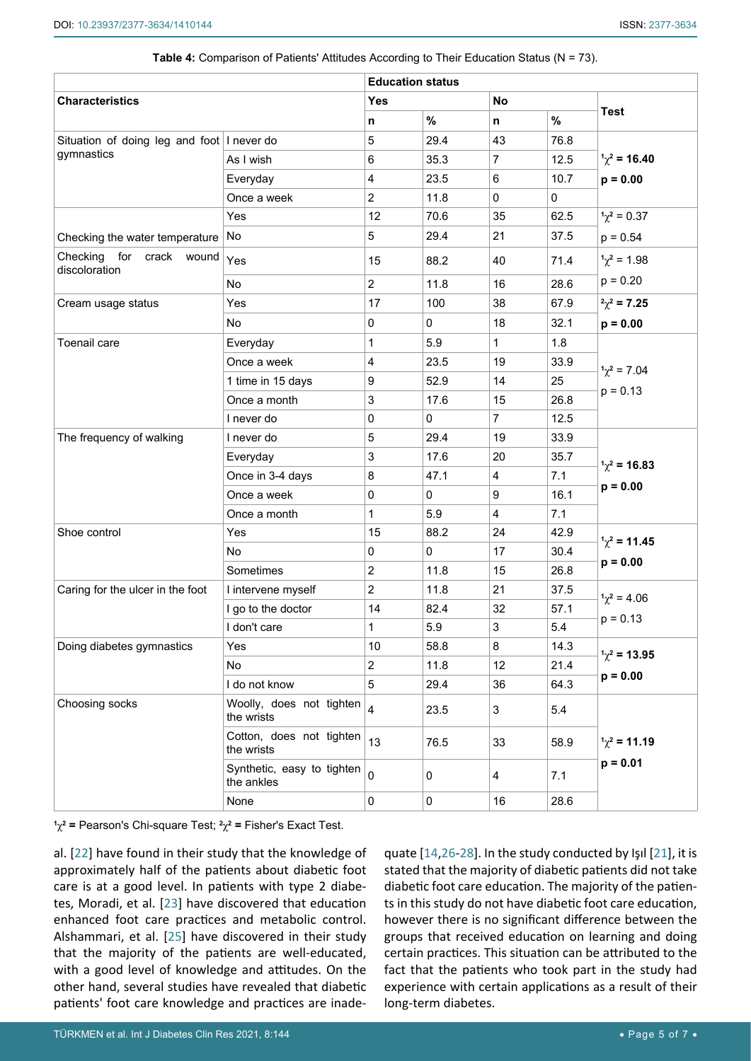**Table 4:** Comparison of Patients' Attitudes According to Their Education Status (N = 73).

| Characteristics | | Education status | | | | Test |
|---|---|---|---|---|---|---|
| | | Yes | | No | | |
| | | n | % | n | % | |
| Situation of doing leg and foot gymnastics | I never do | 5 | 29.4 | 43 | 76.8 | **$^1\chi^2$ = 16.40** **p = 0.00** |
| | As I wish | 6 | 35.3 | 7 | 12.5 | |
| | Everyday | 4 | 23.5 | 6 | 10.7 | |
| | Once a week | 2 | 11.8 | 0 | 0 | |
| Checking the water temperature | Yes | 12 | 70.6 | 35 | 62.5 | $^1\chi^2$ = 0.37 p = 0.54 |
| | No | 5 | 29.4 | 21 | 37.5 | |
| Checking for crack wound discoloration | Yes | 15 | 88.2 | 40 | 71.4 | $^1\chi^2$ = 1.98 p = 0.20 |
| | No | 2 | 11.8 | 16 | 28.6 | |
| Cream usage status | Yes | 17 | 100 | 38 | 67.9 | **$^2\chi^2$ = 7.25** **p = 0.00** |
| | No | 0 | 0 | 18 | 32.1 | |
| Toenail care | Everyday | 1 | 5.9 | 1 | 1.8 | $^1\chi^2$ = 7.04 p = 0.13 |
| | Once a week | 4 | 23.5 | 19 | 33.9 | |
| | 1 time in 15 days | 9 | 52.9 | 14 | 25 | |
| | Once a month | 3 | 17.6 | 15 | 26.8 | |
| | I never do | 0 | 0 | 7 | 12.5 | |
| The frequency of walking | I never do | 5 | 29.4 | 19 | 33.9 | **$^1\chi^2$ = 16.83** **p = 0.00** |
| | Everyday | 3 | 17.6 | 20 | 35.7 | |
| | Once in 3-4 days | 8 | 47.1 | 4 | 7.1 | |
| | Once a week | 0 | 0 | 9 | 16.1 | |
| | Once a month | 1 | 5.9 | 4 | 7.1 | |
| Shoe control | Yes | 15 | 88.2 | 24 | 42.9 | **$^1\chi^2$ = 11.45** **p = 0.00** |
| | No | 0 | 0 | 17 | 30.4 | |
| | Sometimes | 2 | 11.8 | 15 | 26.8 | |
| Caring for the ulcer in the foot | I intervene myself | 2 | 11.8 | 21 | 37.5 | $^1\chi^2$ = 4.06 p = 0.13 |
| | I go to the doctor | 14 | 82.4 | 32 | 57.1 | |
| | I don't care | 1 | 5.9 | 3 | 5.4 | |
| Doing diabetes gymnastics | Yes | 10 | 58.8 | 8 | 14.3 | **$^1\chi^2$ = 13.95** **p = 0.00** |
| | No | 2 | 11.8 | 12 | 21.4 | |
| | I do not know | 5 | 29.4 | 36 | 64.3 | |
| Choosing socks | Woolly, does not tighten the wrists | 4 | 23.5 | 3 | 5.4 | **$^1\chi^2$ = 11.19** **p = 0.01** |
| | Cotton, does not tighten the wrists | 13 | 76.5 | 33 | 58.9 | |
| | Synthetic, easy to tighten the ankles | 0 | 0 | 4 | 7.1 | |
| | None | 0 | 0 | 16 | 28.6 | |

$^1\chi^2$ = Pearson's Chi-square Test; $^2\chi^2$ = Fisher's Exact Test.

al. [22] have found in their study that the knowledge of approximately half of the patients about diabetic foot care is at a good level. In patients with type 2 diabetes, Moradi, et al. [23] have discovered that education enhanced foot care practices and metabolic control. Alshammari, et al. [25] have discovered in their study that the majority of the patients are well-educated, with a good level of knowledge and attitudes. On the other hand, several studies have revealed that diabetic patients' foot care knowledge and practices are inadequate [14,26-28]. In the study conducted by Işıl [21], it is stated that the majority of diabetic patients did not take diabetic foot care education. The majority of the patients in this study do not have diabetic foot care education, however there is no significant difference between the groups that received education on learning and doing certain practices. This situation can be attributed to the fact that the patients who took part in the study had experience with certain applications as a result of their long-term diabetes.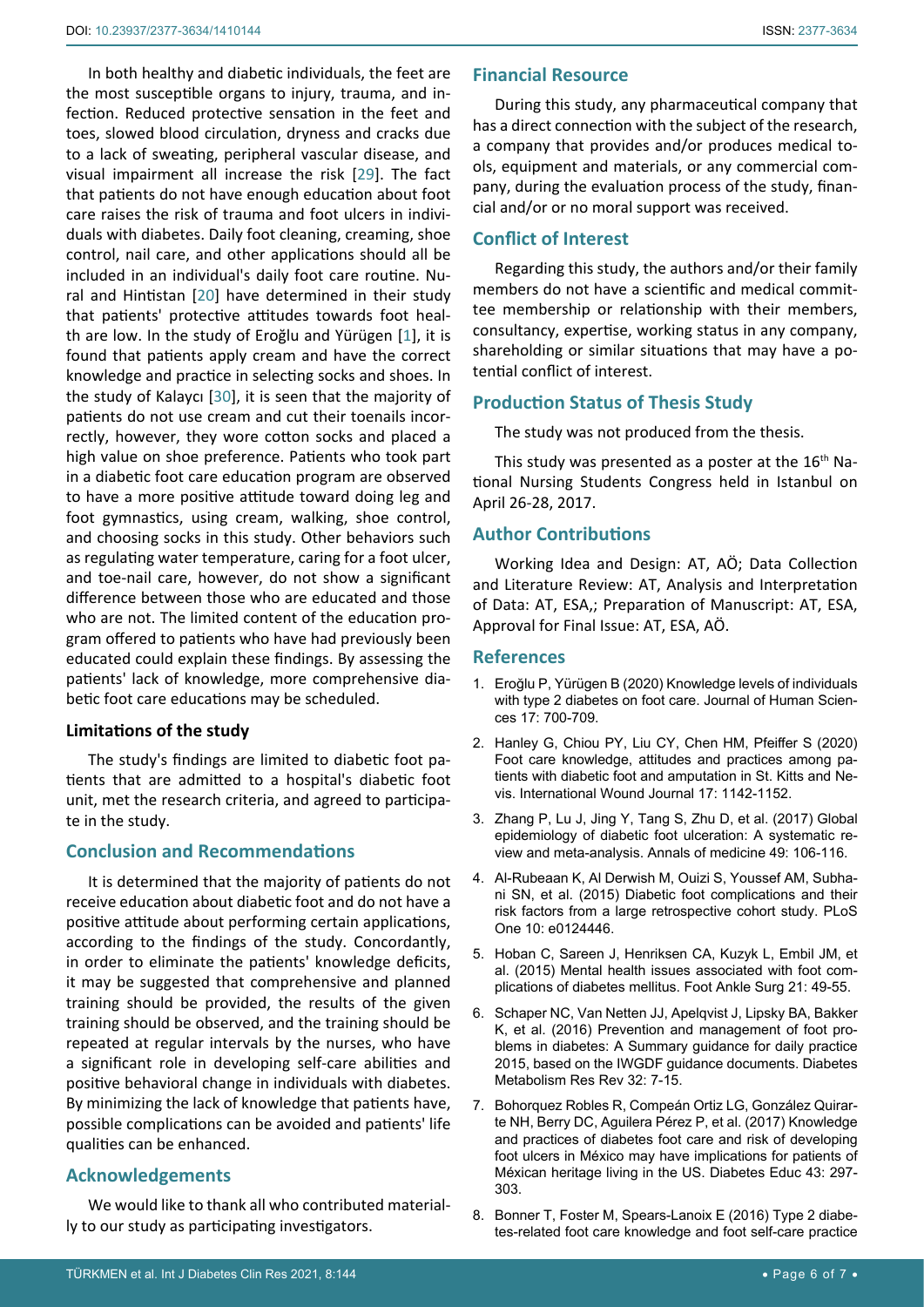In both healthy and diabetic individuals, the feet are the most susceptible organs to injury, trauma, and infection. Reduced protective sensation in the feet and toes, slowed blood circulation, dryness and cracks due to a lack of sweating, peripheral vascular disease, and visual impairment all increase the risk [29]. The fact that patients do not have enough education about foot care raises the risk of trauma and foot ulcers in individuals with diabetes. Daily foot cleaning, creaming, shoe control, nail care, and other applications should all be included in an individual's daily foot care routine. Nural and Hintistan [20] have determined in their study that patients' protective attitudes towards foot health are low. In the study of Eroğlu and Yürügen [1], it is found that patients apply cream and have the correct knowledge and practice in selecting socks and shoes. In the study of Kalaycı [30], it is seen that the majority of patients do not use cream and cut their toenails incorrectly, however, they wore cotton socks and placed a high value on shoe preference. Patients who took part in a diabetic foot care education program are observed to have a more positive attitude toward doing leg and foot gymnastics, using cream, walking, shoe control, and choosing socks in this study. Other behaviors such as regulating water temperature, caring for a foot ulcer, and toe-nail care, however, do not show a significant difference between those who are educated and those who are not. The limited content of the education program offered to patients who have had previously been educated could explain these findings. By assessing the patients' lack of knowledge, more comprehensive diabetic foot care educations may be scheduled.

### Limitations of the study

The study's findings are limited to diabetic foot patients that are admitted to a hospital's diabetic foot unit, met the research criteria, and agreed to participate in the study.

## Conclusion and Recommendations

It is determined that the majority of patients do not receive education about diabetic foot and do not have a positive attitude about performing certain applications, according to the findings of the study. Concordantly, in order to eliminate the patients' knowledge deficits, it may be suggested that comprehensive and planned training should be provided, the results of the given training should be observed, and the training should be repeated at regular intervals by the nurses, who have a significant role in developing self-care abilities and positive behavioral change in individuals with diabetes. By minimizing the lack of knowledge that patients have, possible complications can be avoided and patients' life qualities can be enhanced.

## Acknowledgements

We would like to thank all who contributed materially to our study as participating investigators.

## Financial Resource

During this study, any pharmaceutical company that has a direct connection with the subject of the research, a company that provides and/or produces medical tools, equipment and materials, or any commercial company, during the evaluation process of the study, financial and/or or no moral support was received.

## Conflict of Interest

Regarding this study, the authors and/or their family members do not have a scientific and medical committee membership or relationship with their members, consultancy, expertise, working status in any company, shareholding or similar situations that may have a potential conflict of interest.

## Production Status of Thesis Study

The study was not produced from the thesis.

This study was presented as a poster at the 16th National Nursing Students Congress held in Istanbul on April 26-28, 2017.

## Author Contributions

Working Idea and Design: AT, AÖ; Data Collection and Literature Review: AT, Analysis and Interpretation of Data: AT, ESA,; Preparation of Manuscript: AT, ESA, Approval for Final Issue: AT, ESA, AÖ.

## References

1. Eroğlu P, Yürügen B (2020) Knowledge levels of individuals with type 2 diabetes on foot care. Journal of Human Sciences 17: 700-709.
2. Hanley G, Chiou PY, Liu CY, Chen HM, Pfeiffer S (2020) Foot care knowledge, attitudes and practices among patients with diabetic foot and amputation in St. Kitts and Nevis. International Wound Journal 17: 1142-1152.
3. Zhang P, Lu J, Jing Y, Tang S, Zhu D, et al. (2017) Global epidemiology of diabetic foot ulceration: A systematic review and meta-analysis. Annals of medicine 49: 106-116.
4. Al-Rubeaan K, Al Derwish M, Ouizi S, Youssef AM, Subhani SN, et al. (2015) Diabetic foot complications and their risk factors from a large retrospective cohort study. PLoS One 10: e0124446.
5. Hoban C, Sareen J, Henriksen CA, Kuzyk L, Embil JM, et al. (2015) Mental health issues associated with foot complications of diabetes mellitus. Foot Ankle Surg 21: 49-55.
6. Schaper NC, Van Netten JJ, Apelqvist J, Lipsky BA, Bakker K, et al. (2016) Prevention and management of foot problems in diabetes: A Summary guidance for daily practice 2015, based on the IWGDF guidance documents. Diabetes Metabolism Res Rev 32: 7-15.
7. Bohorquez Robles R, Compeán Ortiz LG, González Quirarte NH, Berry DC, Aguilera Pérez P, et al. (2017) Knowledge and practices of diabetes foot care and risk of developing foot ulcers in México may have implications for patients of Méxican heritage living in the US. Diabetes Educ 43: 297-303.
8. Bonner T, Foster M, Spears-Lanoix E (2016) Type 2 diabetes-related foot care knowledge and foot self-care practice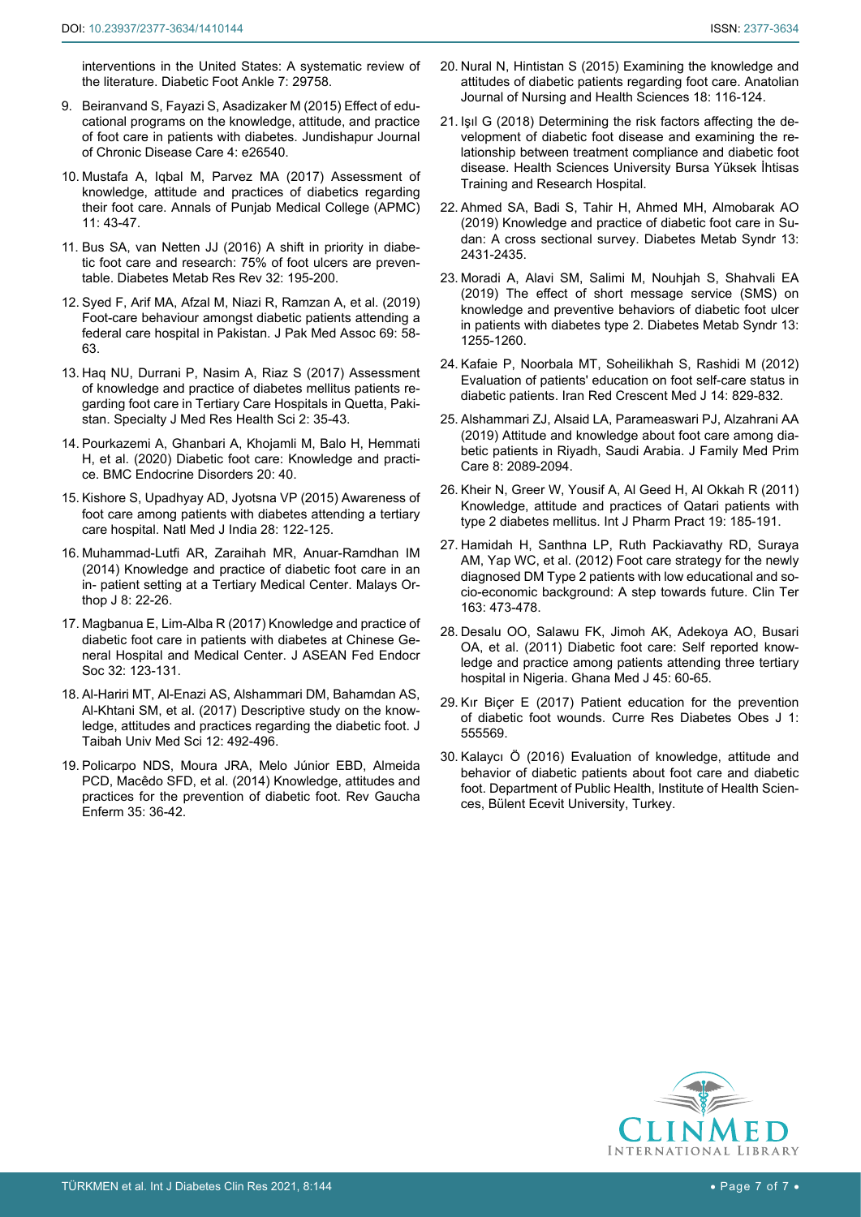interventions in the United States: A systematic review of the literature. Diabetic Foot Ankle 7: 29758.

9. Beiranvand S, Fayazi S, Asadizaker M (2015) Effect of educational programs on the knowledge, attitude, and practice of foot care in patients with diabetes. Jundishapur Journal of Chronic Disease Care 4: e26540.
10. Mustafa A, Iqbal M, Parvez MA (2017) Assessment of knowledge, attitude and practices of diabetics regarding their foot care. Annals of Punjab Medical College (APMC) 11: 43-47.
11. Bus SA, van Netten JJ (2016) A shift in priority in diabetic foot care and research: 75% of foot ulcers are preventable. Diabetes Metab Res Rev 32: 195-200.
12. Syed F, Arif MA, Afzal M, Niazi R, Ramzan A, et al. (2019) Foot-care behaviour amongst diabetic patients attending a federal care hospital in Pakistan. J Pak Med Assoc 69: 58-63.
13. Haq NU, Durrani P, Nasim A, Riaz S (2017) Assessment of knowledge and practice of diabetes mellitus patients regarding foot care in Tertiary Care Hospitals in Quetta, Pakistan. Specialty J Med Res Health Sci 2: 35-43.
14. Pourkazemi A, Ghanbari A, Khojamli M, Balo H, Hemmati H, et al. (2020) Diabetic foot care: Knowledge and practice. BMC Endocrine Disorders 20: 40.
15. Kishore S, Upadhyay AD, Jyotsna VP (2015) Awareness of foot care among patients with diabetes attending a tertiary care hospital. Natl Med J India 28: 122-125.
16. Muhammad-Lutfi AR, Zaraihah MR, Anuar-Ramdhan IM (2014) Knowledge and practice of diabetic foot care in an in- patient setting at a Tertiary Medical Center. Malays Orthop J 8: 22-26.
17. Magbanua E, Lim-Alba R (2017) Knowledge and practice of diabetic foot care in patients with diabetes at Chinese General Hospital and Medical Center. J ASEAN Fed Endocr Soc 32: 123-131.
18. Al-Hariri MT, Al-Enazi AS, Alshammari DM, Bahamdan AS, Al-Khtani SM, et al. (2017) Descriptive study on the knowledge, attitudes and practices regarding the diabetic foot. J Taibah Univ Med Sci 12: 492-496.
19. Policarpo NDS, Moura JRA, Melo Júnior EBD, Almeida PCD, Macêdo SFD, et al. (2014) Knowledge, attitudes and practices for the prevention of diabetic foot. Rev Gaucha Enferm 35: 36-42.
20. Nural N, Hintistan S (2015) Examining the knowledge and attitudes of diabetic patients regarding foot care. Anatolian Journal of Nursing and Health Sciences 18: 116-124.
21. Işıl G (2018) Determining the risk factors affecting the development of diabetic foot disease and examining the relationship between treatment compliance and diabetic foot disease. Health Sciences University Bursa Yüksek İhtisas Training and Research Hospital.
22. Ahmed SA, Badi S, Tahir H, Ahmed MH, Almobarak AO (2019) Knowledge and practice of diabetic foot care in Sudan: A cross sectional survey. Diabetes Metab Syndr 13: 2431-2435.
23. Moradi A, Alavi SM, Salimi M, Nouhjah S, Shahvali EA (2019) The effect of short message service (SMS) on knowledge and preventive behaviors of diabetic foot ulcer in patients with diabetes type 2. Diabetes Metab Syndr 13: 1255-1260.
24. Kafaie P, Noorbala MT, Soheilikhah S, Rashidi M (2012) Evaluation of patients' education on foot self-care status in diabetic patients. Iran Red Crescent Med J 14: 829-832.
25. Alshammari ZJ, Alsaid LA, Parameaswari PJ, Alzahrani AA (2019) Attitude and knowledge about foot care among diabetic patients in Riyadh, Saudi Arabia. J Family Med Prim Care 8: 2089-2094.
26. Kheir N, Greer W, Yousif A, Al Geed H, Al Okkah R (2011) Knowledge, attitude and practices of Qatari patients with type 2 diabetes mellitus. Int J Pharm Pract 19: 185-191.
27. Hamidah H, Santhna LP, Ruth Packiavathy RD, Suraya AM, Yap WC, et al. (2012) Foot care strategy for the newly diagnosed DM Type 2 patients with low educational and socio-economic background: A step towards future. Clin Ter 163: 473-478.
28. Desalu OO, Salawu FK, Jimoh AK, Adekoya AO, Busari OA, et al. (2011) Diabetic foot care: Self reported knowledge and practice among patients attending three tertiary hospital in Nigeria. Ghana Med J 45: 60-65.
29. Kır Biçer E (2017) Patient education for the prevention of diabetic foot wounds. Curre Res Diabetes Obes J 1: 555569.
30. Kalaycı Ö (2016) Evaluation of knowledge, attitude and behavior of diabetic patients about foot care and diabetic foot. Department of Public Health, Institute of Health Sciences, Bülent Ecevit University, Turkey.